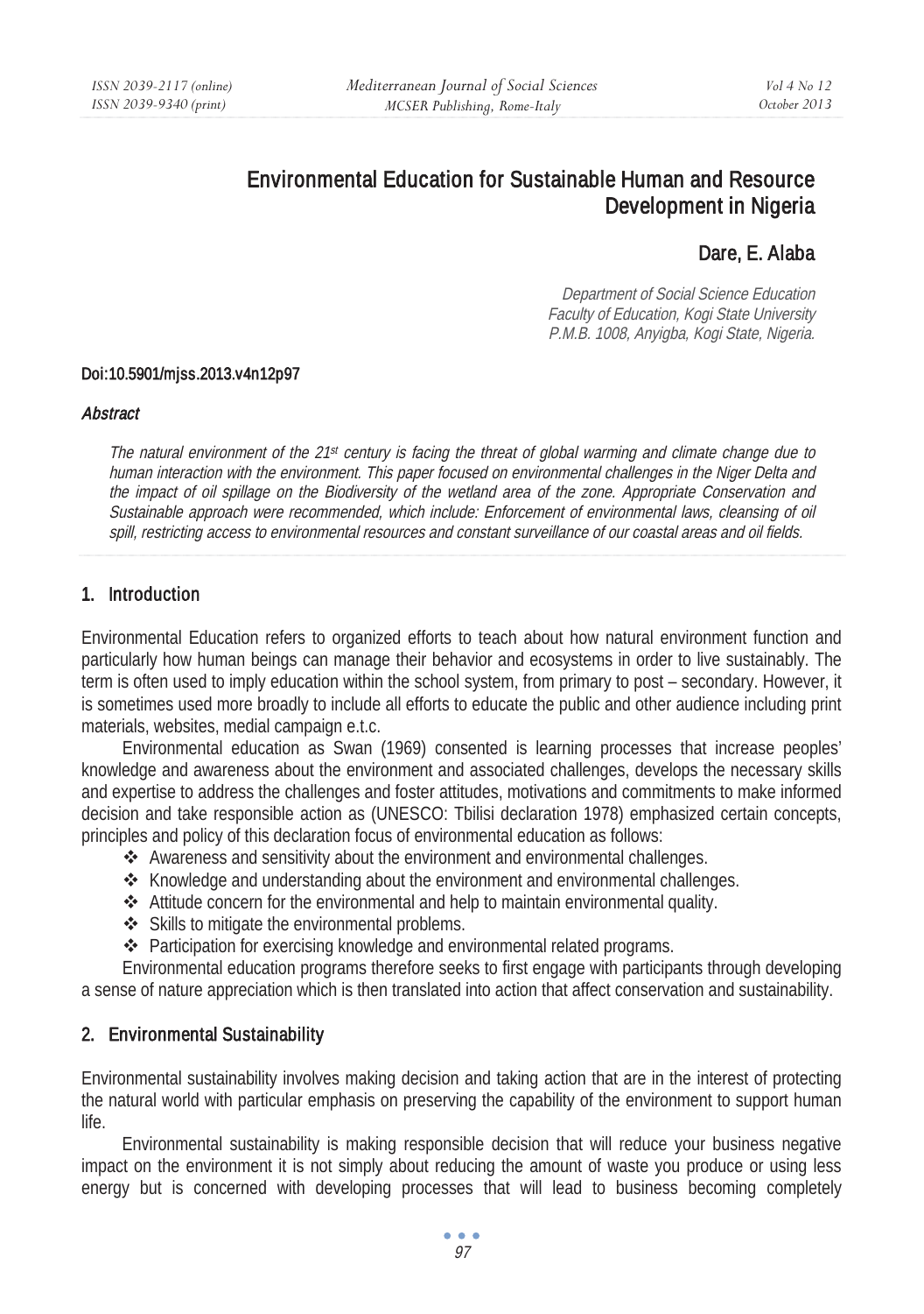# Environmental Education for Sustainable Human and Resource Development in Nigeria

**Dare, E. Alaba**

*Department of Social Science Education*
*Faculty of Education, Kogi State University*
*P.M.B. 1008, Anyigba, Kogi State, Nigeria.*

Doi:10.5901/mjss.2013.v4n12p97

***Abstract***

*The natural environment of the 21st century is facing the threat of global warming and climate change due to human interaction with the environment. This paper focused on environmental challenges in the Niger Delta and the impact of oil spillage on the Biodiversity of the wetland area of the zone. Appropriate Conservation and Sustainable approach were recommended, which include: Enforcement of environmental laws, cleansing of oil spill, restricting access to environmental resources and constant surveillance of our coastal areas and oil fields.*

## 1. Introduction

Environmental Education refers to organized efforts to teach about how natural environment function and particularly how human beings can manage their behavior and ecosystems in order to live sustainably. The term is often used to imply education within the school system, from primary to post – secondary. However, it is sometimes used more broadly to include all efforts to educate the public and other audience including print materials, websites, medial campaign e.t.c.

Environmental education as Swan (1969) consented is learning processes that increase peoples' knowledge and awareness about the environment and associated challenges, develops the necessary skills and expertise to address the challenges and foster attitudes, motivations and commitments to make informed decision and take responsible action as (UNESCO: Tbilisi declaration 1978) emphasized certain concepts, principles and policy of this declaration focus of environmental education as follows:

- Awareness and sensitivity about the environment and environmental challenges.
- Knowledge and understanding about the environment and environmental challenges.
- Attitude concern for the environmental and help to maintain environmental quality.
- Skills to mitigate the environmental problems.
- Participation for exercising knowledge and environmental related programs.

Environmental education programs therefore seeks to first engage with participants through developing a sense of nature appreciation which is then translated into action that affect conservation and sustainability.

## 2. Environmental Sustainability

Environmental sustainability involves making decision and taking action that are in the interest of protecting the natural world with particular emphasis on preserving the capability of the environment to support human life.

Environmental sustainability is making responsible decision that will reduce your business negative impact on the environment it is not simply about reducing the amount of waste you produce or using less energy but is concerned with developing processes that will lead to business becoming completely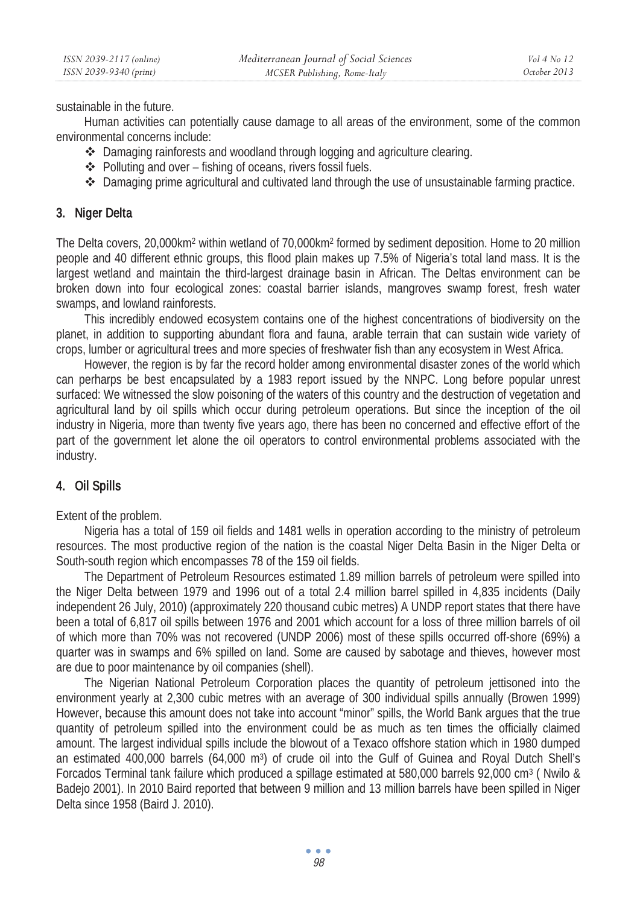sustainable in the future.

Human activities can potentially cause damage to all areas of the environment, some of the common environmental concerns include:

- Damaging rainforests and woodland through logging and agriculture clearing.
- Polluting and over – fishing of oceans, rivers fossil fuels.
- Damaging prime agricultural and cultivated land through the use of unsustainable farming practice.

## 3. Niger Delta

The Delta covers, 20,000km$^2$ within wetland of 70,000km$^2$ formed by sediment deposition. Home to 20 million people and 40 different ethnic groups, this flood plain makes up 7.5% of Nigeria's total land mass. It is the largest wetland and maintain the third-largest drainage basin in African. The Deltas environment can be broken down into four ecological zones: coastal barrier islands, mangroves swamp forest, fresh water swamps, and lowland rainforests.

This incredibly endowed ecosystem contains one of the highest concentrations of biodiversity on the planet, in addition to supporting abundant flora and fauna, arable terrain that can sustain wide variety of crops, lumber or agricultural trees and more species of freshwater fish than any ecosystem in West Africa.

However, the region is by far the record holder among environmental disaster zones of the world which can perharps be best encapsulated by a 1983 report issued by the NNPC. Long before popular unrest surfaced: We witnessed the slow poisoning of the waters of this country and the destruction of vegetation and agricultural land by oil spills which occur during petroleum operations. But since the inception of the oil industry in Nigeria, more than twenty five years ago, there has been no concerned and effective effort of the part of the government let alone the oil operators to control environmental problems associated with the industry.

## 4. Oil Spills

Extent of the problem.

Nigeria has a total of 159 oil fields and 1481 wells in operation according to the ministry of petroleum resources. The most productive region of the nation is the coastal Niger Delta Basin in the Niger Delta or South-south region which encompasses 78 of the 159 oil fields.

The Department of Petroleum Resources estimated 1.89 million barrels of petroleum were spilled into the Niger Delta between 1979 and 1996 out of a total 2.4 million barrel spilled in 4,835 incidents (Daily independent 26 July, 2010) (approximately 220 thousand cubic metres) A UNDP report states that there have been a total of 6,817 oil spills between 1976 and 2001 which account for a loss of three million barrels of oil of which more than 70% was not recovered (UNDP 2006) most of these spills occurred off-shore (69%) a quarter was in swamps and 6% spilled on land. Some are caused by sabotage and thieves, however most are due to poor maintenance by oil companies (shell).

The Nigerian National Petroleum Corporation places the quantity of petroleum jettisoned into the environment yearly at 2,300 cubic metres with an average of 300 individual spills annually (Browen 1999) However, because this amount does not take into account "minor" spills, the World Bank argues that the true quantity of petroleum spilled into the environment could be as much as ten times the officially claimed amount. The largest individual spills include the blowout of a Texaco offshore station which in 1980 dumped an estimated 400,000 barrels (64,000 m$^3$) of crude oil into the Gulf of Guinea and Royal Dutch Shell's Forcados Terminal tank failure which produced a spillage estimated at 580,000 barrels 92,000 cm$^3$ ( Nwilo & Badejo 2001). In 2010 Baird reported that between 9 million and 13 million barrels have been spilled in Niger Delta since 1958 (Baird J. 2010).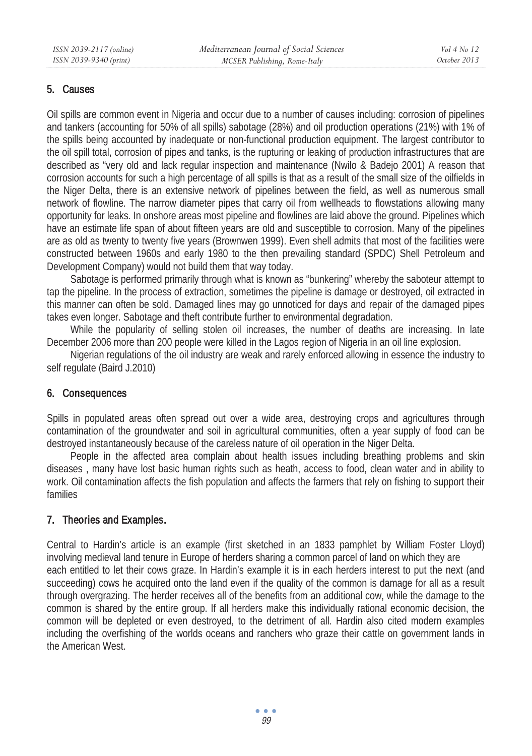## 5. Causes

Oil spills are common event in Nigeria and occur due to a number of causes including: corrosion of pipelines and tankers (accounting for 50% of all spills) sabotage (28%) and oil production operations (21%) with 1% of the spills being accounted by inadequate or non-functional production equipment. The largest contributor to the oil spill total, corrosion of pipes and tanks, is the rupturing or leaking of production infrastructures that are described as "very old and lack regular inspection and maintenance (Nwilo & Badejo 2001) A reason that corrosion accounts for such a high percentage of all spills is that as a result of the small size of the oilfields in the Niger Delta, there is an extensive network of pipelines between the field, as well as numerous small network of flowline. The narrow diameter pipes that carry oil from wellheads to flowstations allowing many opportunity for leaks. In onshore areas most pipeline and flowlines are laid above the ground. Pipelines which have an estimate life span of about fifteen years are old and susceptible to corrosion. Many of the pipelines are as old as twenty to twenty five years (Brownwen 1999). Even shell admits that most of the facilities were constructed between 1960s and early 1980 to the then prevailing standard (SPDC) Shell Petroleum and Development Company) would not build them that way today.

Sabotage is performed primarily through what is known as "bunkering" whereby the saboteur attempt to tap the pipeline. In the process of extraction, sometimes the pipeline is damage or destroyed, oil extracted in this manner can often be sold. Damaged lines may go unnoticed for days and repair of the damaged pipes takes even longer. Sabotage and theft contribute further to environmental degradation.

While the popularity of selling stolen oil increases, the number of deaths are increasing. In late December 2006 more than 200 people were killed in the Lagos region of Nigeria in an oil line explosion.

Nigerian regulations of the oil industry are weak and rarely enforced allowing in essence the industry to self regulate (Baird J.2010)

## 6. Consequences

Spills in populated areas often spread out over a wide area, destroying crops and agricultures through contamination of the groundwater and soil in agricultural communities, often a year supply of food can be destroyed instantaneously because of the careless nature of oil operation in the Niger Delta.

People in the affected area complain about health issues including breathing problems and skin diseases , many have lost basic human rights such as heath, access to food, clean water and in ability to work. Oil contamination affects the fish population and affects the farmers that rely on fishing to support their families

## 7. Theories and Examples.

Central to Hardin's article is an example (first sketched in an 1833 pamphlet by William Foster Lloyd) involving medieval land tenure in Europe of herders sharing a common parcel of land on which they are each entitled to let their cows graze. In Hardin's example it is in each herders interest to put the next (and succeeding) cows he acquired onto the land even if the quality of the common is damage for all as a result through overgrazing. The herder receives all of the benefits from an additional cow, while the damage to the common is shared by the entire group. If all herders make this individually rational economic decision, the common will be depleted or even destroyed, to the detriment of all. Hardin also cited modern examples including the overfishing of the worlds oceans and ranchers who graze their cattle on government lands in the American West.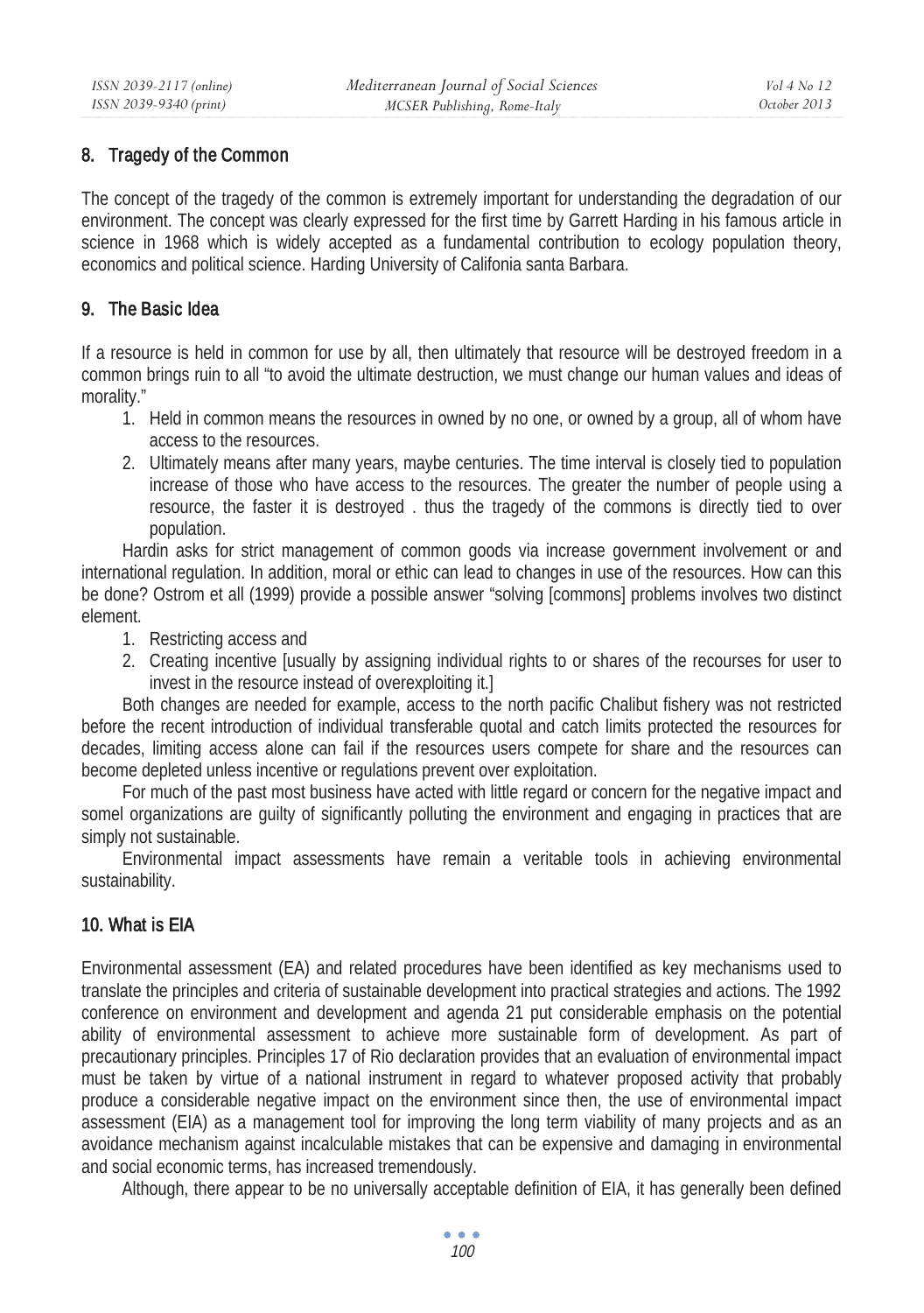## 8. Tragedy of the Common

The concept of the tragedy of the common is extremely important for understanding the degradation of our environment. The concept was clearly expressed for the first time by Garrett Harding in his famous article in science in 1968 which is widely accepted as a fundamental contribution to ecology population theory, economics and political science. Harding University of Califonia santa Barbara.

## 9. The Basic Idea

If a resource is held in common for use by all, then ultimately that resource will be destroyed freedom in a common brings ruin to all "to avoid the ultimate destruction, we must change our human values and ideas of morality."

1. Held in common means the resources in owned by no one, or owned by a group, all of whom have access to the resources.
2. Ultimately means after many years, maybe centuries. The time interval is closely tied to population increase of those who have access to the resources. The greater the number of people using a resource, the faster it is destroyed . thus the tragedy of the commons is directly tied to over population.

Hardin asks for strict management of common goods via increase government involvement or and international regulation. In addition, moral or ethic can lead to changes in use of the resources. How can this be done? Ostrom et all (1999) provide a possible answer "solving [commons] problems involves two distinct element.

1. Restricting access and
2. Creating incentive [usually by assigning individual rights to or shares of the recourses for user to invest in the resource instead of overexploiting it.]

Both changes are needed for example, access to the north pacific Chalibut fishery was not restricted before the recent introduction of individual transferable quotal and catch limits protected the resources for decades, limiting access alone can fail if the resources users compete for share and the resources can become depleted unless incentive or regulations prevent over exploitation.

For much of the past most business have acted with little regard or concern for the negative impact and somel organizations are guilty of significantly polluting the environment and engaging in practices that are simply not sustainable.

Environmental impact assessments have remain a veritable tools in achieving environmental sustainability.

## 10. What is EIA

Environmental assessment (EA) and related procedures have been identified as key mechanisms used to translate the principles and criteria of sustainable development into practical strategies and actions. The 1992 conference on environment and development and agenda 21 put considerable emphasis on the potential ability of environmental assessment to achieve more sustainable form of development. As part of precautionary principles. Principles 17 of Rio declaration provides that an evaluation of environmental impact must be taken by virtue of a national instrument in regard to whatever proposed activity that probably produce a considerable negative impact on the environment since then, the use of environmental impact assessment (EIA) as a management tool for improving the long term viability of many projects and as an avoidance mechanism against incalculable mistakes that can be expensive and damaging in environmental and social economic terms, has increased tremendously.

Although, there appear to be no universally acceptable definition of EIA, it has generally been defined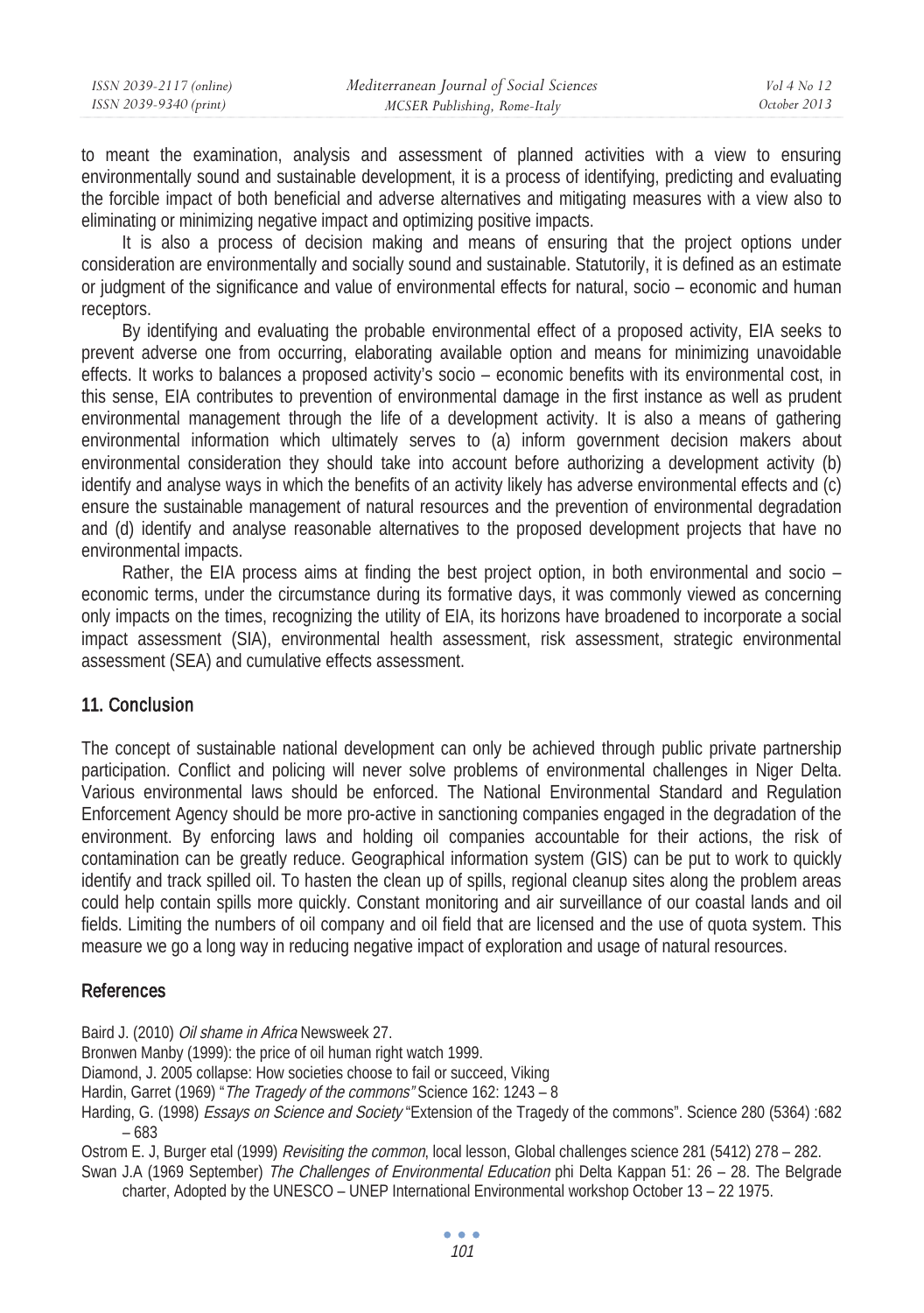to meant the examination, analysis and assessment of planned activities with a view to ensuring environmentally sound and sustainable development, it is a process of identifying, predicting and evaluating the forcible impact of both beneficial and adverse alternatives and mitigating measures with a view also to eliminating or minimizing negative impact and optimizing positive impacts.

It is also a process of decision making and means of ensuring that the project options under consideration are environmentally and socially sound and sustainable. Statutorily, it is defined as an estimate or judgment of the significance and value of environmental effects for natural, socio – economic and human receptors.

By identifying and evaluating the probable environmental effect of a proposed activity, EIA seeks to prevent adverse one from occurring, elaborating available option and means for minimizing unavoidable effects. It works to balances a proposed activity's socio – economic benefits with its environmental cost, in this sense, EIA contributes to prevention of environmental damage in the first instance as well as prudent environmental management through the life of a development activity. It is also a means of gathering environmental information which ultimately serves to (a) inform government decision makers about environmental consideration they should take into account before authorizing a development activity (b) identify and analyse ways in which the benefits of an activity likely has adverse environmental effects and (c) ensure the sustainable management of natural resources and the prevention of environmental degradation and (d) identify and analyse reasonable alternatives to the proposed development projects that have no environmental impacts.

Rather, the EIA process aims at finding the best project option, in both environmental and socio – economic terms, under the circumstance during its formative days, it was commonly viewed as concerning only impacts on the times, recognizing the utility of EIA, its horizons have broadened to incorporate a social impact assessment (SIA), environmental health assessment, risk assessment, strategic environmental assessment (SEA) and cumulative effects assessment.

## 11. Conclusion

The concept of sustainable national development can only be achieved through public private partnership participation. Conflict and policing will never solve problems of environmental challenges in Niger Delta. Various environmental laws should be enforced. The National Environmental Standard and Regulation Enforcement Agency should be more pro-active in sanctioning companies engaged in the degradation of the environment. By enforcing laws and holding oil companies accountable for their actions, the risk of contamination can be greatly reduce. Geographical information system (GIS) can be put to work to quickly identify and track spilled oil. To hasten the clean up of spills, regional cleanup sites along the problem areas could help contain spills more quickly. Constant monitoring and air surveillance of our coastal lands and oil fields. Limiting the numbers of oil company and oil field that are licensed and the use of quota system. This measure we go a long way in reducing negative impact of exploration and usage of natural resources.

## References

Baird J. (2010) *Oil shame in Africa* Newsweek 27.

Bronwen Manby (1999): the price of oil human right watch 1999.

Diamond, J. 2005 collapse: How societies choose to fail or succeed, Viking

Hardin, Garret (1969) "*The Tragedy of the commons"* Science 162: 1243 – 8

Harding, G. (1998) *Essays on Science and Society* "Extension of the Tragedy of the commons". Science 280 (5364) :682 – 683

Ostrom E. J, Burger etal (1999) *Revisiting the common*, local lesson, Global challenges science 281 (5412) 278 – 282.

Swan J.A (1969 September) *The Challenges of Environmental Education* phi Delta Kappan 51: 26 – 28. The Belgrade charter, Adopted by the UNESCO – UNEP International Environmental workshop October 13 – 22 1975.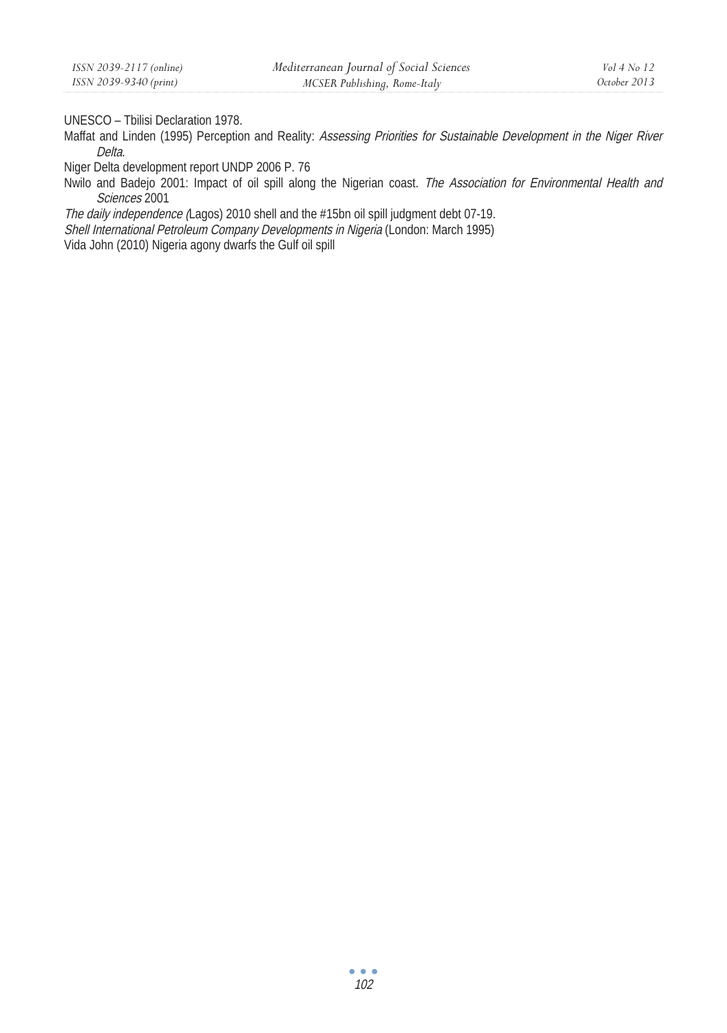UNESCO – Tbilisi Declaration 1978.

Maffat and Linden (1995) Perception and Reality: *Assessing Priorities for Sustainable Development in the Niger River Delta*.

Niger Delta development report UNDP 2006 P. 76

Nwilo and Badejo 2001: Impact of oil spill along the Nigerian coast. *The Association for Environmental Health and Sciences* 2001

*The daily independence (*Lagos) 2010 shell and the #15bn oil spill judgment debt 07-19.

*Shell International Petroleum Company Developments in Nigeria* (London: March 1995)

Vida John (2010) Nigeria agony dwarfs the Gulf oil spill